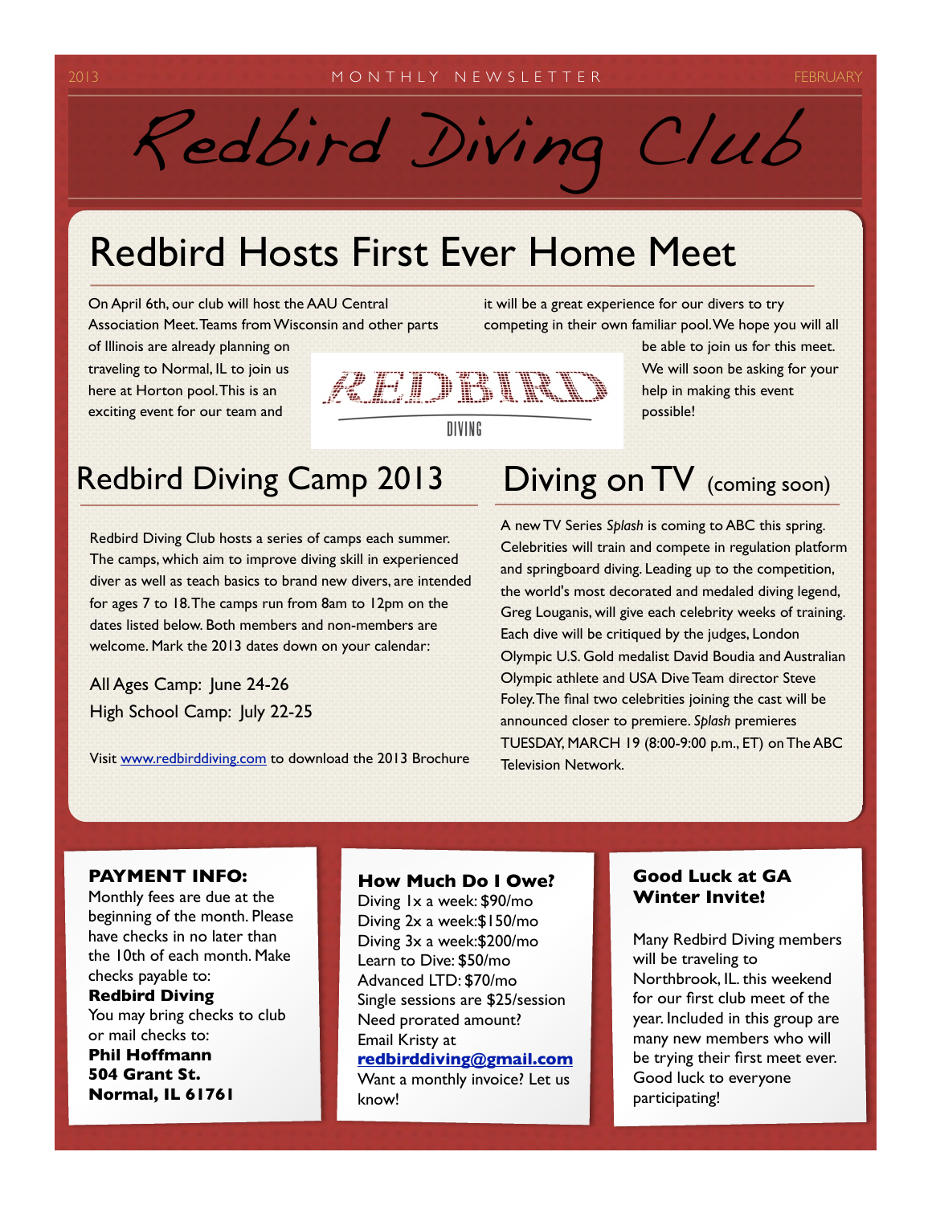2013 MONTHLY NEWSLETTER FEBRUARY

# Redbird Diving Club

## Redbird Hosts First Ever Home Meet

On April 6th, our club will host the AAU Central Association Meet. Teams from Wisconsin and other parts of Illinois are already planning on traveling to Normal, IL to join us here at Horton pool. This is an exciting event for our team and it will be a great experience for our divers to try competing in their own familiar pool. We hope you will all be able to join us for this meet. We will soon be asking for your help in making this event possible!

REDBIRD DIVING

## Redbird Diving Camp 2013

Redbird Diving Club hosts a series of camps each summer. The camps, which aim to improve diving skill in experienced diver as well as teach basics to brand new divers, are intended for ages 7 to 18. The camps run from 8am to 12pm on the dates listed below. Both members and non-members are welcome. Mark the 2013 dates down on your calendar:

All Ages Camp: June 24-26
High School Camp: July 22-25

Visit [www.redbirddiving.com](http://www.redbirddiving.com) to download the 2013 Brochure

## Diving on TV (coming soon)

A new TV Series *Splash* is coming to ABC this spring. Celebrities will train and compete in regulation platform and springboard diving. Leading up to the competition, the world's most decorated and medaled diving legend, Greg Louganis, will give each celebrity weeks of training. Each dive will be critiqued by the judges, London Olympic U.S. Gold medalist David Boudia and Australian Olympic athlete and USA Dive Team director Steve Foley. The final two celebrities joining the cast will be announced closer to premiere. *Splash* premieres TUESDAY, MARCH 19 (8:00-9:00 p.m., ET) on The ABC Television Network.

### PAYMENT INFO:

Monthly fees are due at the beginning of the month. Please have checks in no later than the 10th of each month. Make checks payable to:
**Redbird Diving**
You may bring checks to club or mail checks to:
**Phil Hoffmann**
**504 Grant St.**
**Normal, IL 61761**

### How Much Do I Owe?

Diving 1x a week: $90/mo
Diving 2x a week: $150/mo
Diving 3x a week: $200/mo
Learn to Dive: $50/mo
Advanced LTD: $70/mo
Single sessions are $25/session
Need prorated amount?
Email Kristy at
**redbirddiving@gmail.com**
Want a monthly invoice? Let us know!

### Good Luck at GA Winter Invite!

Many Redbird Diving members will be traveling to Northbrook, IL. this weekend for our first club meet of the year. Included in this group are many new members who will be trying their first meet ever. Good luck to everyone participating!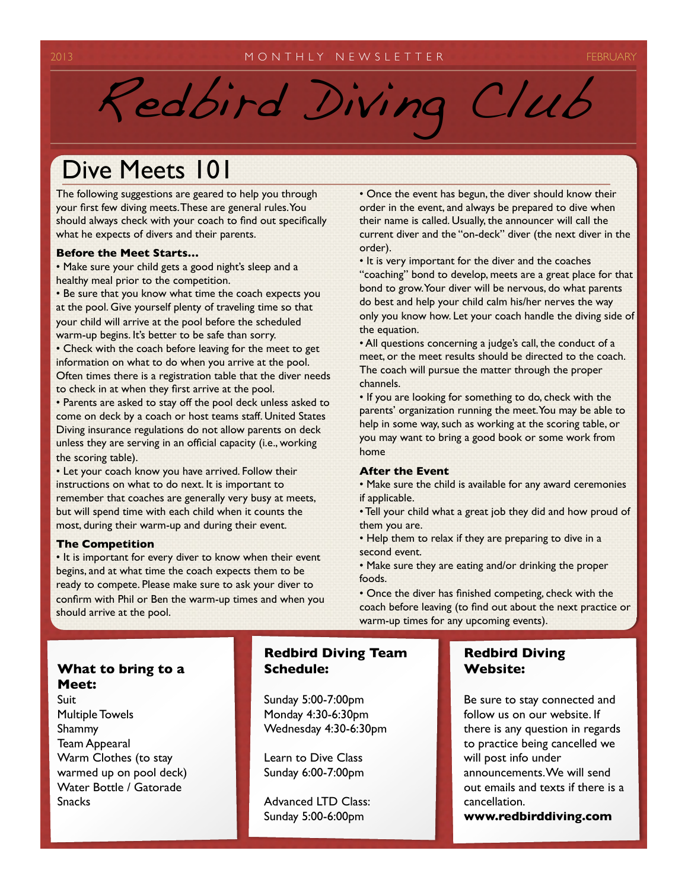2013 MONTHLY NEWSLETTER FEBRUARY

# Redbird Diving Club

## Dive Meets 101

The following suggestions are geared to help you through your first few diving meets. These are general rules. You should always check with your coach to find out specifically what he expects of divers and their parents.

**Before the Meet Starts...**

• Make sure your child gets a good night's sleep and a healthy meal prior to the competition.
• Be sure that you know what time the coach expects you at the pool. Give yourself plenty of traveling time so that your child will arrive at the pool before the scheduled warm-up begins. It's better to be safe than sorry.
• Check with the coach before leaving for the meet to get information on what to do when you arrive at the pool. Often times there is a registration table that the diver needs to check in at when they first arrive at the pool.
• Parents are asked to stay off the pool deck unless asked to come on deck by a coach or host teams staff. United States Diving insurance regulations do not allow parents on deck unless they are serving in an official capacity (i.e., working the scoring table).
• Let your coach know you have arrived. Follow their instructions on what to do next. It is important to remember that coaches are generally very busy at meets, but will spend time with each child when it counts the most, during their warm-up and during their event.

**The Competition**

• It is important for every diver to know when their event begins, and at what time the coach expects them to be ready to compete. Please make sure to ask your diver to confirm with Phil or Ben the warm-up times and when you should arrive at the pool.
• Once the event has begun, the diver should know their order in the event, and always be prepared to dive when their name is called. Usually, the announcer will call the current diver and the "on-deck" diver (the next diver in the order).
• It is very important for the diver and the coaches "coaching" bond to develop, meets are a great place for that bond to grow. Your diver will be nervous, do what parents do best and help your child calm his/her nerves the way only you know how. Let your coach handle the diving side of the equation.
• All questions concerning a judge's call, the conduct of a meet, or the meet results should be directed to the coach. The coach will pursue the matter through the proper channels.
• If you are looking for something to do, check with the parents' organization running the meet. You may be able to help in some way, such as working at the scoring table, or you may want to bring a good book or some work from home

**After the Event**

• Make sure the child is available for any award ceremonies if applicable.
• Tell your child what a great job they did and how proud of them you are.
• Help them to relax if they are preparing to dive in a second event.
• Make sure they are eating and/or drinking the proper foods.
• Once the diver has finished competing, check with the coach before leaving (to find out about the next practice or warm-up times for any upcoming events).

### What to bring to a Meet:

Suit
Multiple Towels
Shammy
Team Appearal
Warm Clothes (to stay warmed up on pool deck)
Water Bottle / Gatorade
Snacks

### Redbird Diving Team Schedule:

Sunday 5:00-7:00pm
Monday 4:30-6:30pm
Wednesday 4:30-6:30pm

Learn to Dive Class
Sunday 6:00-7:00pm

Advanced LTD Class:
Sunday 5:00-6:00pm

### Redbird Diving Website:

Be sure to stay connected and follow us on our website. If there is any question in regards to practice being cancelled we will post info under announcements. We will send out emails and texts if there is a cancellation.
**www.redbirddiving.com**